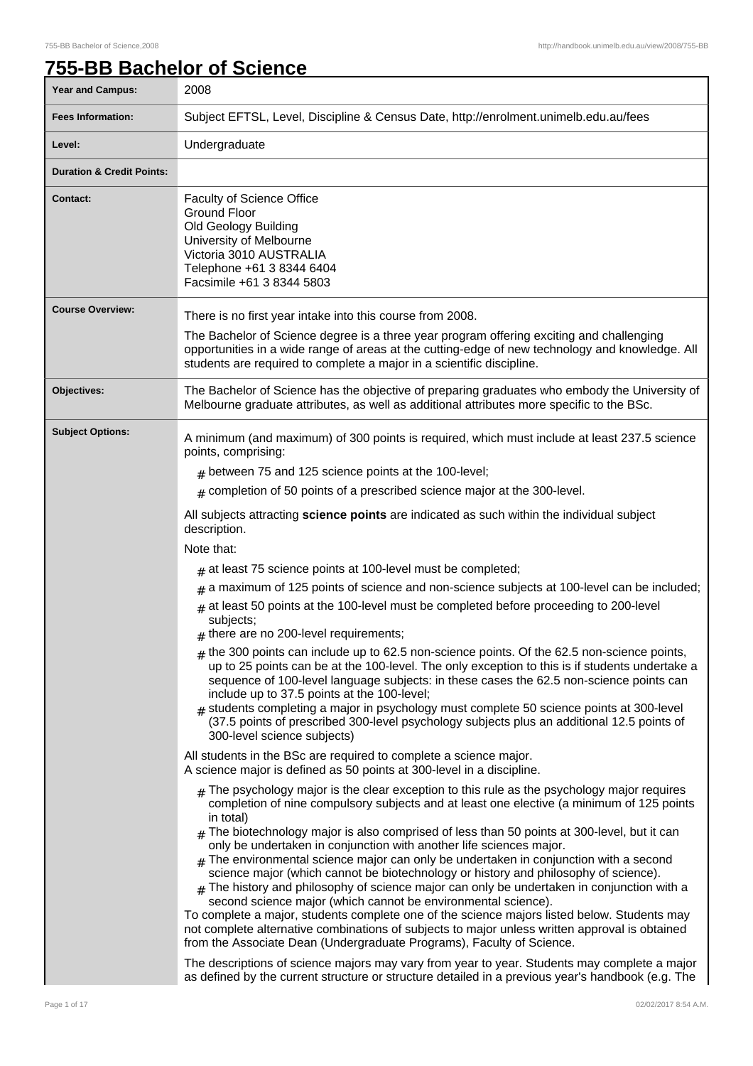# 755-BB Bachelor of Science

| | |
|---|---|
| **Year and Campus:** | 2008 |
| **Fees Information:** | Subject EFTSL, Level, Discipline & Census Date, http://enrolment.unimelb.edu.au/fees |
| **Level:** | Undergraduate |
| **Duration & Credit Points:** | |
| **Contact:** | Faculty of Science Office<br>Ground Floor<br>Old Geology Building<br>University of Melbourne<br>Victoria 3010 AUSTRALIA<br>Telephone +61 3 8344 6404<br>Facsimile +61 3 8344 5803 |
| **Course Overview:** | There is no first year intake into this course from 2008.<br><br>The Bachelor of Science degree is a three year program offering exciting and challenging opportunities in a wide range of areas at the cutting-edge of new technology and knowledge. All students are required to complete a major in a scientific discipline. |
| **Objectives:** | The Bachelor of Science has the objective of preparing graduates who embody the University of Melbourne graduate attributes, as well as additional attributes more specific to the BSc. |
| **Subject Options:** | A minimum (and maximum) of 300 points is required, which must include at least 237.5 science points, comprising:<br># between 75 and 125 science points at the 100-level;<br># completion of 50 points of a prescribed science major at the 300-level.<br><br>All subjects attracting **science points** are indicated as such within the individual subject description.<br><br>Note that:<br># at least 75 science points at 100-level must be completed;<br># a maximum of 125 points of science and non-science subjects at 100-level can be included;<br># at least 50 points at the 100-level must be completed before proceeding to 200-level subjects;<br># there are no 200-level requirements;<br># the 300 points can include up to 62.5 non-science points. Of the 62.5 non-science points, up to 25 points can be at the 100-level. The only exception to this is if students undertake a sequence of 100-level language subjects: in these cases the 62.5 non-science points can include up to 37.5 points at the 100-level;<br># students completing a major in psychology must complete 50 science points at 300-level (37.5 points of prescribed 300-level psychology subjects plus an additional 12.5 points of 300-level science subjects)<br><br>All students in the BSc are required to complete a science major.<br>A science major is defined as 50 points at 300-level in a discipline.<br># The psychology major is the clear exception to this rule as the psychology major requires completion of nine compulsory subjects and at least one elective (a minimum of 125 points in total)<br># The biotechnology major is also comprised of less than 50 points at 300-level, but it can only be undertaken in conjunction with another life sciences major.<br># The environmental science major can only be undertaken in conjunction with a second science major (which cannot be biotechnology or history and philosophy of science).<br># The history and philosophy of science major can only be undertaken in conjunction with a second science major (which cannot be environmental science).<br>To complete a major, students complete one of the science majors listed below. Students may not complete alternative combinations of subjects to major unless written approval is obtained from the Associate Dean (Undergraduate Programs), Faculty of Science.<br><br>The descriptions of science majors may vary from year to year. Students may complete a major as defined by the current structure or structure detailed in a previous year's handbook (e.g. The |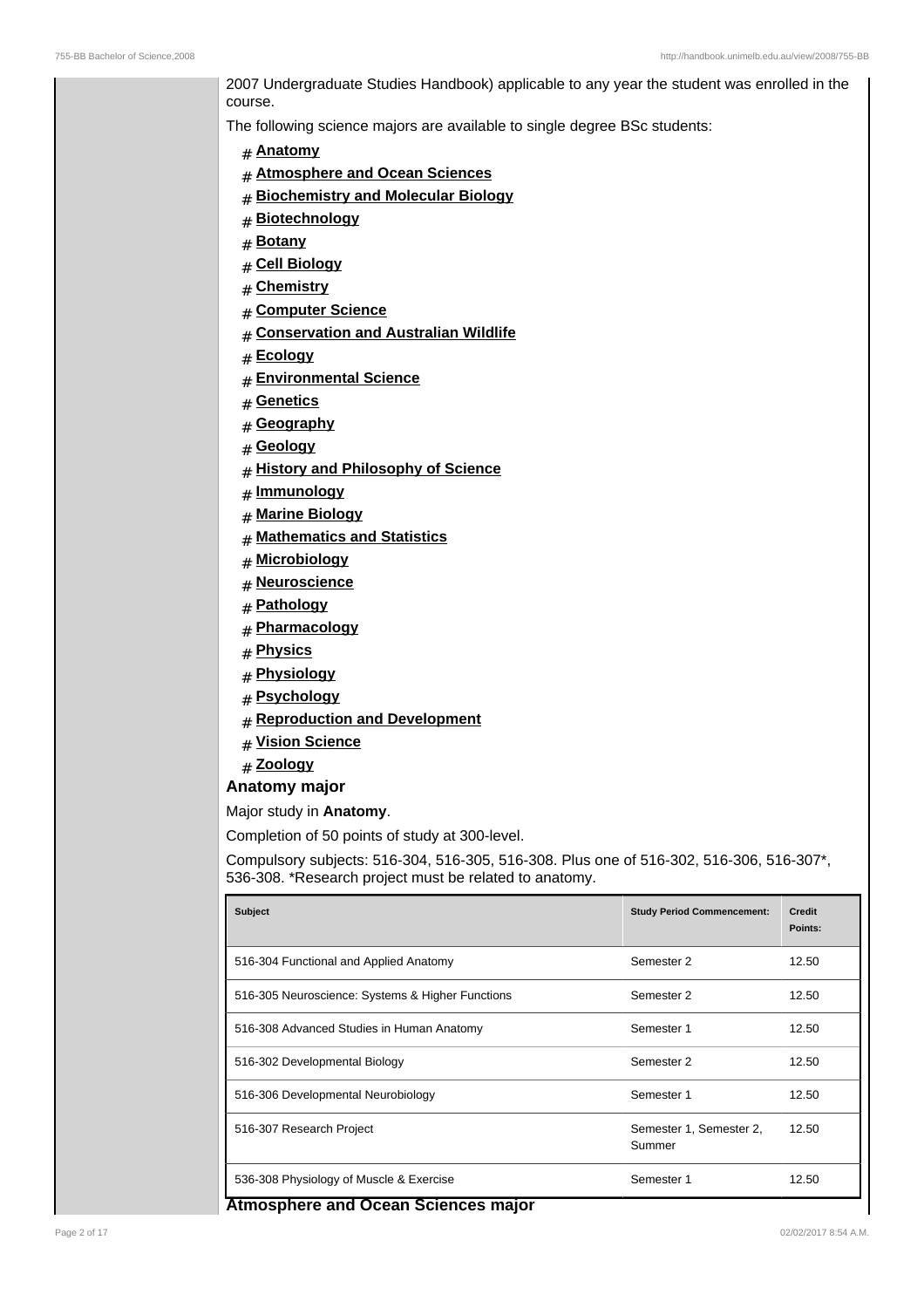2007 Undergraduate Studies Handbook) applicable to any year the student was enrolled in the course.

The following science majors are available to single degree BSc students:

- **Anatomy**
- **Atmosphere and Ocean Sciences**
- **Biochemistry and Molecular Biology**
- **Biotechnology**
- **Botany**
- **Cell Biology**
- **Chemistry**
- **Computer Science**
- **Conservation and Australian Wildlife**
- **Ecology**
- **Environmental Science**
- **Genetics**
- **Geography**
- **Geology**
- **History and Philosophy of Science**
- **Immunology**
- **Marine Biology**
- **Mathematics and Statistics**
- **Microbiology**
- **Neuroscience**
- **Pathology**
- **Pharmacology**
- **Physics**
- **Physiology**
- **Psychology**
- **Reproduction and Development**
- **Vision Science**
- **Zoology**

### Anatomy major

Major study in **Anatomy**.

Completion of 50 points of study at 300-level.

Compulsory subjects: 516-304, 516-305, 516-308. Plus one of 516-302, 516-306, 516-307*, 536-308. *Research project must be related to anatomy.

| Subject | Study Period Commencement: | Credit Points: |
|---|---|---|
| 516-304 Functional and Applied Anatomy | Semester 2 | 12.50 |
| 516-305 Neuroscience: Systems & Higher Functions | Semester 2 | 12.50 |
| 516-308 Advanced Studies in Human Anatomy | Semester 1 | 12.50 |
| 516-302 Developmental Biology | Semester 2 | 12.50 |
| 516-306 Developmental Neurobiology | Semester 1 | 12.50 |
| 516-307 Research Project | Semester 1, Semester 2, Summer | 12.50 |
| 536-308 Physiology of Muscle & Exercise | Semester 1 | 12.50 |

### Atmosphere and Ocean Sciences major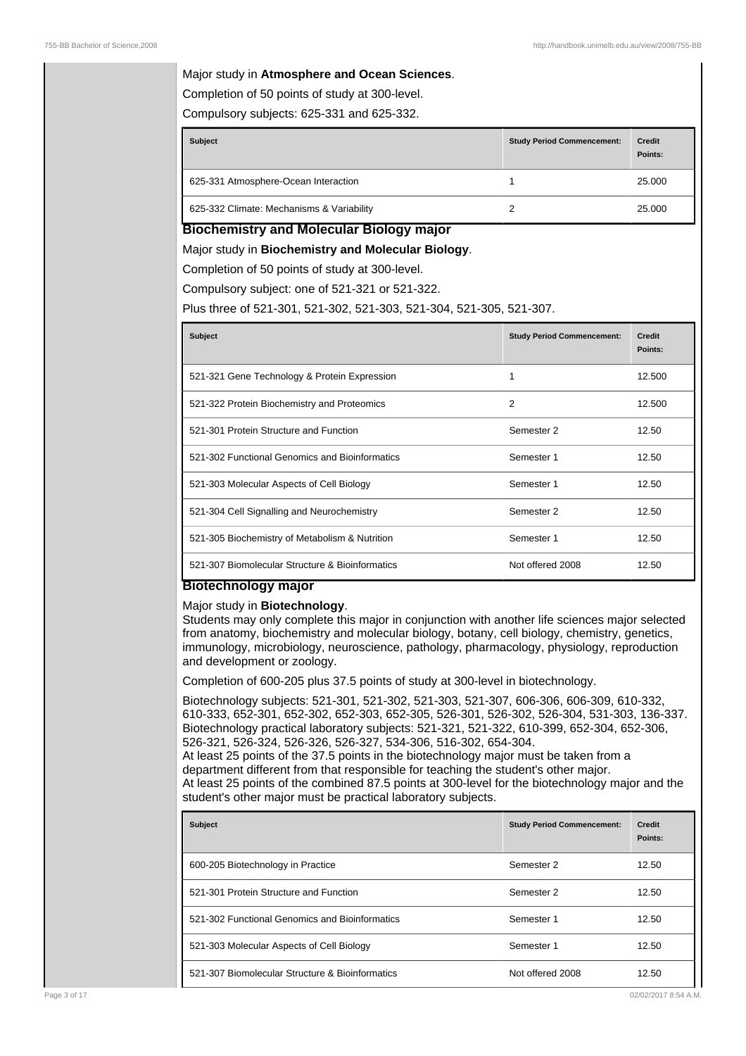Major study in **Atmosphere and Ocean Sciences**.

Completion of 50 points of study at 300-level.

Compulsory subjects: 625-331 and 625-332.

| Subject | Study Period Commencement: | Credit Points: |
|---|---|---|
| 625-331 Atmosphere-Ocean Interaction | 1 | 25.000 |
| 625-332 Climate: Mechanisms & Variability | 2 | 25.000 |

## Biochemistry and Molecular Biology major

Major study in **Biochemistry and Molecular Biology**.

Completion of 50 points of study at 300-level.

Compulsory subject: one of 521-321 or 521-322.

Plus three of 521-301, 521-302, 521-303, 521-304, 521-305, 521-307.

| Subject | Study Period Commencement: | Credit Points: |
|---|---|---|
| 521-321 Gene Technology & Protein Expression | 1 | 12.500 |
| 521-322 Protein Biochemistry and Proteomics | 2 | 12.500 |
| 521-301 Protein Structure and Function | Semester 2 | 12.50 |
| 521-302 Functional Genomics and Bioinformatics | Semester 1 | 12.50 |
| 521-303 Molecular Aspects of Cell Biology | Semester 1 | 12.50 |
| 521-304 Cell Signalling and Neurochemistry | Semester 2 | 12.50 |
| 521-305 Biochemistry of Metabolism & Nutrition | Semester 1 | 12.50 |
| 521-307 Biomolecular Structure & Bioinformatics | Not offered 2008 | 12.50 |

## Biotechnology major

Major study in **Biotechnology**.
Students may only complete this major in conjunction with another life sciences major selected from anatomy, biochemistry and molecular biology, botany, cell biology, chemistry, genetics, immunology, microbiology, neuroscience, pathology, pharmacology, physiology, reproduction and development or zoology.

Completion of 600-205 plus 37.5 points of study at 300-level in biotechnology.

Biotechnology subjects: 521-301, 521-302, 521-303, 521-307, 606-306, 606-309, 610-332, 610-333, 652-301, 652-302, 652-303, 652-305, 526-301, 526-302, 526-304, 531-303, 136-337.
Biotechnology practical laboratory subjects: 521-321, 521-322, 610-399, 652-304, 652-306, 526-321, 526-324, 526-326, 526-327, 534-306, 516-302, 654-304.
At least 25 points of the 37.5 points in the biotechnology major must be taken from a department different from that responsible for teaching the student's other major.
At least 25 points of the combined 87.5 points at 300-level for the biotechnology major and the student's other major must be practical laboratory subjects.

| Subject | Study Period Commencement: | Credit Points: |
|---|---|---|
| 600-205 Biotechnology in Practice | Semester 2 | 12.50 |
| 521-301 Protein Structure and Function | Semester 2 | 12.50 |
| 521-302 Functional Genomics and Bioinformatics | Semester 1 | 12.50 |
| 521-303 Molecular Aspects of Cell Biology | Semester 1 | 12.50 |
| 521-307 Biomolecular Structure & Bioinformatics | Not offered 2008 | 12.50 |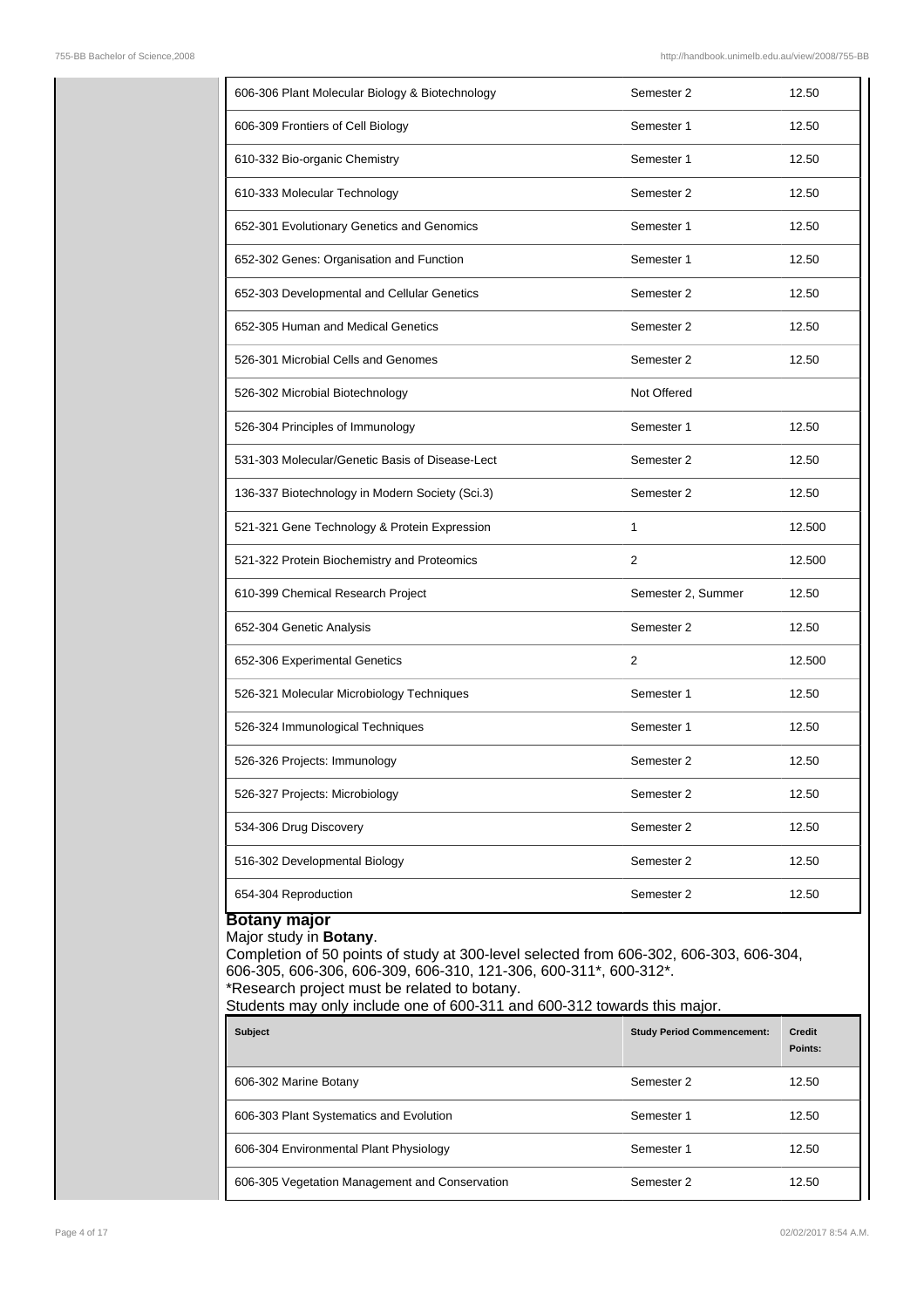| | | |
|---|---|---|
| 606-306 Plant Molecular Biology & Biotechnology | Semester 2 | 12.50 |
| 606-309 Frontiers of Cell Biology | Semester 1 | 12.50 |
| 610-332 Bio-organic Chemistry | Semester 1 | 12.50 |
| 610-333 Molecular Technology | Semester 2 | 12.50 |
| 652-301 Evolutionary Genetics and Genomics | Semester 1 | 12.50 |
| 652-302 Genes: Organisation and Function | Semester 1 | 12.50 |
| 652-303 Developmental and Cellular Genetics | Semester 2 | 12.50 |
| 652-305 Human and Medical Genetics | Semester 2 | 12.50 |
| 526-301 Microbial Cells and Genomes | Semester 2 | 12.50 |
| 526-302 Microbial Biotechnology | Not Offered | |
| 526-304 Principles of Immunology | Semester 1 | 12.50 |
| 531-303 Molecular/Genetic Basis of Disease-Lect | Semester 2 | 12.50 |
| 136-337 Biotechnology in Modern Society (Sci.3) | Semester 2 | 12.50 |
| 521-321 Gene Technology & Protein Expression | 1 | 12.500 |
| 521-322 Protein Biochemistry and Proteomics | 2 | 12.500 |
| 610-399 Chemical Research Project | Semester 2, Summer | 12.50 |
| 652-304 Genetic Analysis | Semester 2 | 12.50 |
| 652-306 Experimental Genetics | 2 | 12.500 |
| 526-321 Molecular Microbiology Techniques | Semester 1 | 12.50 |
| 526-324 Immunological Techniques | Semester 1 | 12.50 |
| 526-326 Projects: Immunology | Semester 2 | 12.50 |
| 526-327 Projects: Microbiology | Semester 2 | 12.50 |
| 534-306 Drug Discovery | Semester 2 | 12.50 |
| 516-302 Developmental Biology | Semester 2 | 12.50 |
| 654-304 Reproduction | Semester 2 | 12.50 |

## Botany major

Major study in **Botany**.

Completion of 50 points of study at 300-level selected from 606-302, 606-303, 606-304, 606-305, 606-306, 606-309, 606-310, 121-306, 600-311*, 600-312*.

*Research project must be related to botany.

Students may only include one of 600-311 and 600-312 towards this major.

| Subject | Study Period Commencement: | Credit Points: |
|---|---|---|
| 606-302 Marine Botany | Semester 2 | 12.50 |
| 606-303 Plant Systematics and Evolution | Semester 1 | 12.50 |
| 606-304 Environmental Plant Physiology | Semester 1 | 12.50 |
| 606-305 Vegetation Management and Conservation | Semester 2 | 12.50 |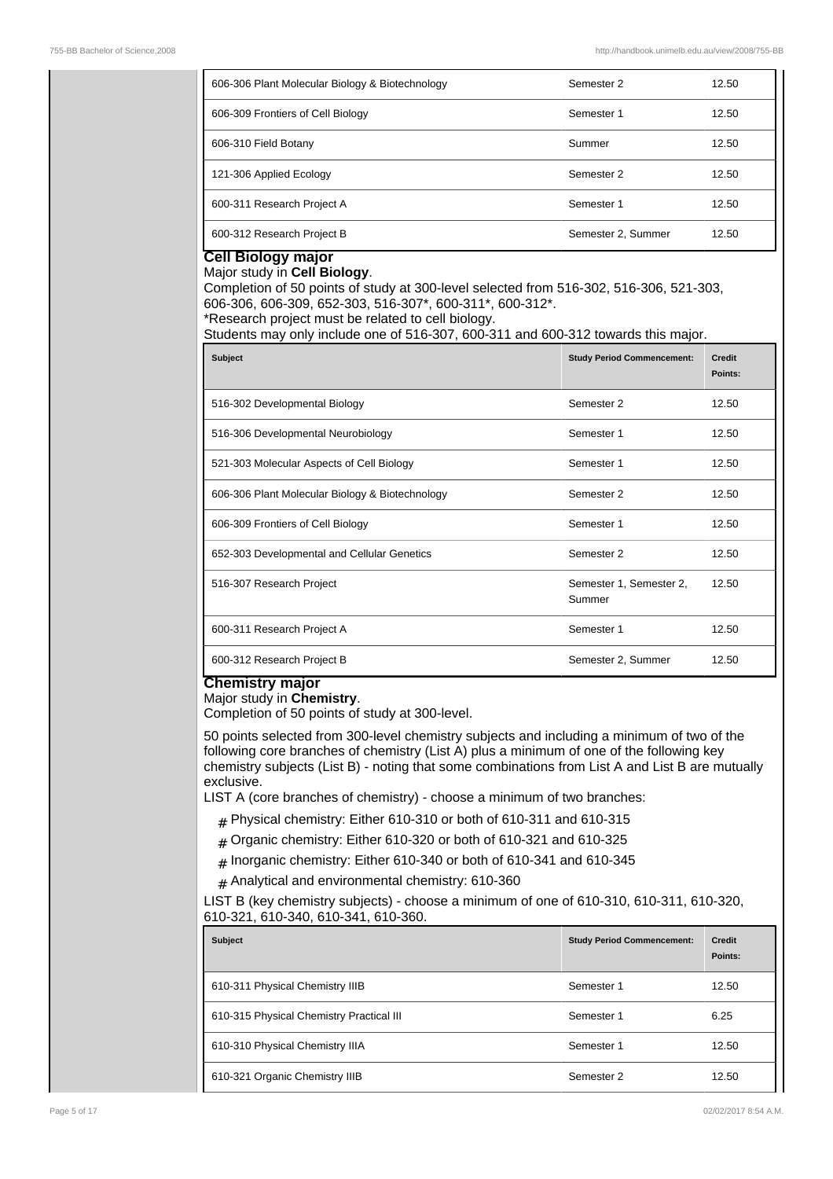| | | |
|---|---|---|
| 606-306 Plant Molecular Biology & Biotechnology | Semester 2 | 12.50 |
| 606-309 Frontiers of Cell Biology | Semester 1 | 12.50 |
| 606-310 Field Botany | Summer | 12.50 |
| 121-306 Applied Ecology | Semester 2 | 12.50 |
| 600-311 Research Project A | Semester 1 | 12.50 |
| 600-312 Research Project B | Semester 2, Summer | 12.50 |

### Cell Biology major

Major study in **Cell Biology**.

Completion of 50 points of study at 300-level selected from 516-302, 516-306, 521-303, 606-306, 606-309, 652-303, 516-307*, 600-311*, 600-312*.

*Research project must be related to cell biology.

Students may only include one of 516-307, 600-311 and 600-312 towards this major.

| Subject | Study Period Commencement: | Credit Points: |
|---|---|---|
| 516-302 Developmental Biology | Semester 2 | 12.50 |
| 516-306 Developmental Neurobiology | Semester 1 | 12.50 |
| 521-303 Molecular Aspects of Cell Biology | Semester 1 | 12.50 |
| 606-306 Plant Molecular Biology & Biotechnology | Semester 2 | 12.50 |
| 606-309 Frontiers of Cell Biology | Semester 1 | 12.50 |
| 652-303 Developmental and Cellular Genetics | Semester 2 | 12.50 |
| 516-307 Research Project | Semester 1, Semester 2, Summer | 12.50 |
| 600-311 Research Project A | Semester 1 | 12.50 |
| 600-312 Research Project B | Semester 2, Summer | 12.50 |

### Chemistry major

Major study in **Chemistry**.

Completion of 50 points of study at 300-level.

50 points selected from 300-level chemistry subjects and including a minimum of two of the following core branches of chemistry (List A) plus a minimum of one of the following key chemistry subjects (List B) - noting that some combinations from List A and List B are mutually exclusive.

LIST A (core branches of chemistry) - choose a minimum of two branches:

- Physical chemistry: Either 610-310 or both of 610-311 and 610-315
- Organic chemistry: Either 610-320 or both of 610-321 and 610-325
- Inorganic chemistry: Either 610-340 or both of 610-341 and 610-345
- Analytical and environmental chemistry: 610-360

LIST B (key chemistry subjects) - choose a minimum of one of 610-310, 610-311, 610-320, 610-321, 610-340, 610-341, 610-360.

| Subject | Study Period Commencement: | Credit Points: |
|---|---|---|
| 610-311 Physical Chemistry IIIB | Semester 1 | 12.50 |
| 610-315 Physical Chemistry Practical III | Semester 1 | 6.25 |
| 610-310 Physical Chemistry IIIA | Semester 1 | 12.50 |
| 610-321 Organic Chemistry IIIB | Semester 2 | 12.50 |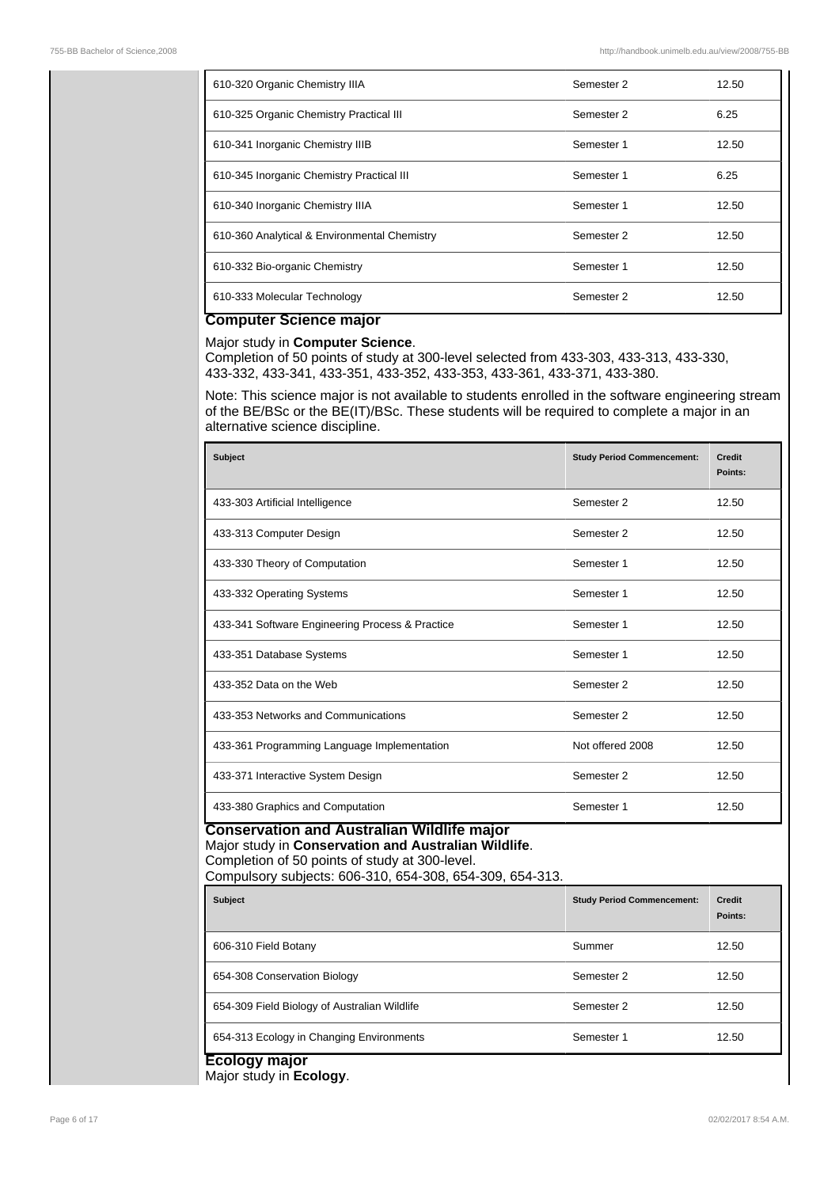| Subject | Study Period Commencement: | Credit Points: |
|---|---|---|
| 610-320 Organic Chemistry IIIA | Semester 2 | 12.50 |
| 610-325 Organic Chemistry Practical III | Semester 2 | 6.25 |
| 610-341 Inorganic Chemistry IIIB | Semester 1 | 12.50 |
| 610-345 Inorganic Chemistry Practical III | Semester 1 | 6.25 |
| 610-340 Inorganic Chemistry IIIA | Semester 1 | 12.50 |
| 610-360 Analytical & Environmental Chemistry | Semester 2 | 12.50 |
| 610-332 Bio-organic Chemistry | Semester 1 | 12.50 |
| 610-333 Molecular Technology | Semester 2 | 12.50 |

## Computer Science major

Major study in **Computer Science**.
Completion of 50 points of study at 300-level selected from 433-303, 433-313, 433-330, 433-332, 433-341, 433-351, 433-352, 433-353, 433-361, 433-371, 433-380.

Note: This science major is not available to students enrolled in the software engineering stream of the BE/BSc or the BE(IT)/BSc. These students will be required to complete a major in an alternative science discipline.

| Subject | Study Period Commencement: | Credit Points: |
|---|---|---|
| 433-303 Artificial Intelligence | Semester 2 | 12.50 |
| 433-313 Computer Design | Semester 2 | 12.50 |
| 433-330 Theory of Computation | Semester 1 | 12.50 |
| 433-332 Operating Systems | Semester 1 | 12.50 |
| 433-341 Software Engineering Process & Practice | Semester 1 | 12.50 |
| 433-351 Database Systems | Semester 1 | 12.50 |
| 433-352 Data on the Web | Semester 2 | 12.50 |
| 433-353 Networks and Communications | Semester 2 | 12.50 |
| 433-361 Programming Language Implementation | Not offered 2008 | 12.50 |
| 433-371 Interactive System Design | Semester 2 | 12.50 |
| 433-380 Graphics and Computation | Semester 1 | 12.50 |

## Conservation and Australian Wildlife major

Major study in **Conservation and Australian Wildlife**.
Completion of 50 points of study at 300-level.
Compulsory subjects: 606-310, 654-308, 654-309, 654-313.

| Subject | Study Period Commencement: | Credit Points: |
|---|---|---|
| 606-310 Field Botany | Summer | 12.50 |
| 654-308 Conservation Biology | Semester 2 | 12.50 |
| 654-309 Field Biology of Australian Wildlife | Semester 2 | 12.50 |
| 654-313 Ecology in Changing Environments | Semester 1 | 12.50 |

## Ecology major

Major study in **Ecology**.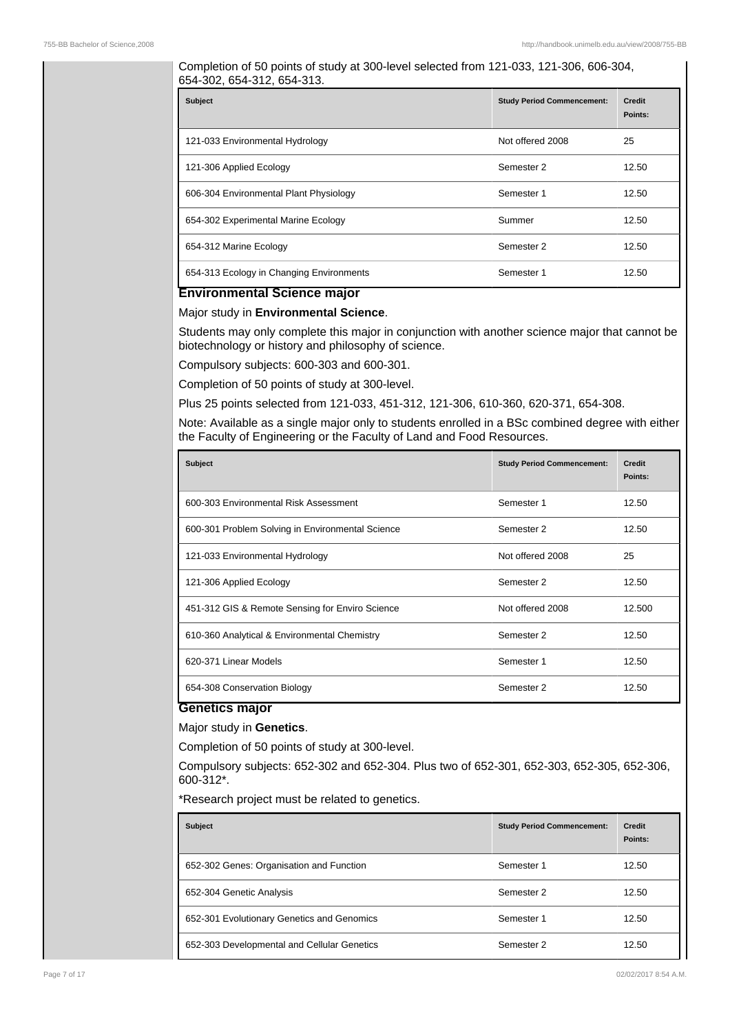Completion of 50 points of study at 300-level selected from 121-033, 121-306, 606-304, 654-302, 654-312, 654-313.

| Subject | Study Period Commencement: | Credit Points: |
|---|---|---|
| 121-033 Environmental Hydrology | Not offered 2008 | 25 |
| 121-306 Applied Ecology | Semester 2 | 12.50 |
| 606-304 Environmental Plant Physiology | Semester 1 | 12.50 |
| 654-302 Experimental Marine Ecology | Summer | 12.50 |
| 654-312 Marine Ecology | Semester 2 | 12.50 |
| 654-313 Ecology in Changing Environments | Semester 1 | 12.50 |

## Environmental Science major

Major study in **Environmental Science**.

Students may only complete this major in conjunction with another science major that cannot be biotechnology or history and philosophy of science.

Compulsory subjects: 600-303 and 600-301.

Completion of 50 points of study at 300-level.

Plus 25 points selected from 121-033, 451-312, 121-306, 610-360, 620-371, 654-308.

Note: Available as a single major only to students enrolled in a BSc combined degree with either the Faculty of Engineering or the Faculty of Land and Food Resources.

| Subject | Study Period Commencement: | Credit Points: |
|---|---|---|
| 600-303 Environmental Risk Assessment | Semester 1 | 12.50 |
| 600-301 Problem Solving in Environmental Science | Semester 2 | 12.50 |
| 121-033 Environmental Hydrology | Not offered 2008 | 25 |
| 121-306 Applied Ecology | Semester 2 | 12.50 |
| 451-312 GIS & Remote Sensing for Enviro Science | Not offered 2008 | 12.500 |
| 610-360 Analytical & Environmental Chemistry | Semester 2 | 12.50 |
| 620-371 Linear Models | Semester 1 | 12.50 |
| 654-308 Conservation Biology | Semester 2 | 12.50 |

## Genetics major

Major study in **Genetics**.

Completion of 50 points of study at 300-level.

Compulsory subjects: 652-302 and 652-304. Plus two of 652-301, 652-303, 652-305, 652-306, 600-312*.

*Research project must be related to genetics.

| Subject | Study Period Commencement: | Credit Points: |
|---|---|---|
| 652-302 Genes: Organisation and Function | Semester 1 | 12.50 |
| 652-304 Genetic Analysis | Semester 2 | 12.50 |
| 652-301 Evolutionary Genetics and Genomics | Semester 1 | 12.50 |
| 652-303 Developmental and Cellular Genetics | Semester 2 | 12.50 |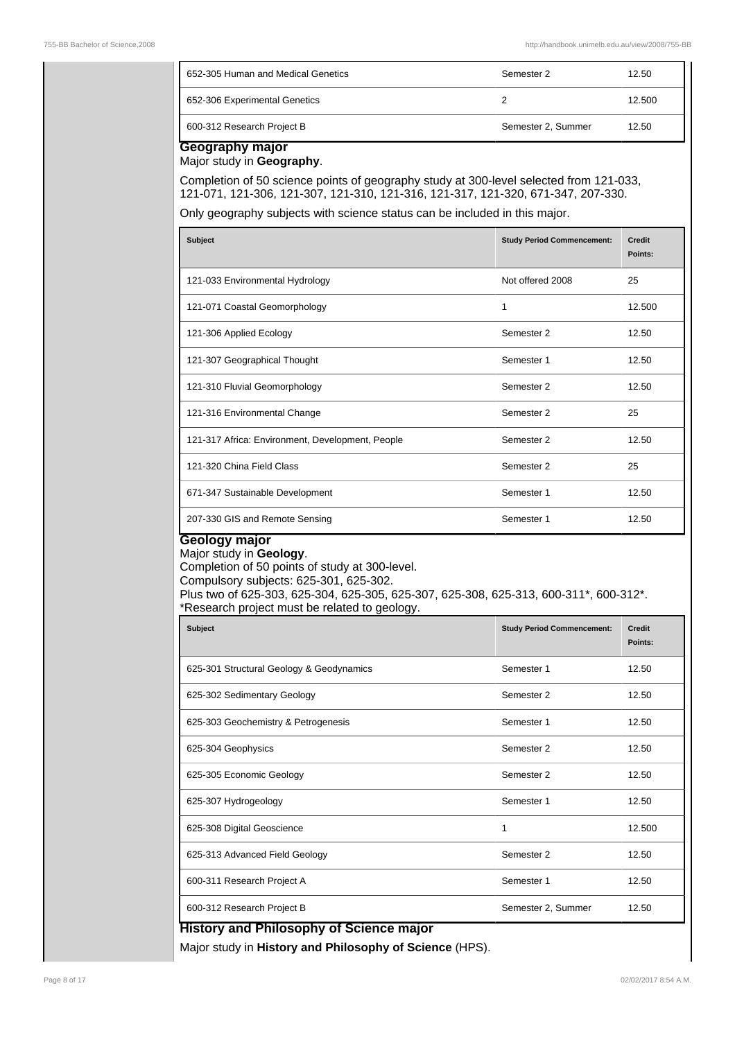| 652-305 Human and Medical Genetics | Semester 2 | 12.50 |
|---|---|---|
| 652-306 Experimental Genetics | 2 | 12.500 |
| 600-312 Research Project B | Semester 2, Summer | 12.50 |

## Geography major

Major study in **Geography**.

Completion of 50 science points of geography study at 300-level selected from 121-033, 121-071, 121-306, 121-307, 121-310, 121-316, 121-317, 121-320, 671-347, 207-330.

Only geography subjects with science status can be included in this major.

| Subject | Study Period Commencement: | Credit Points: |
|---|---|---|
| 121-033 Environmental Hydrology | Not offered 2008 | 25 |
| 121-071 Coastal Geomorphology | 1 | 12.500 |
| 121-306 Applied Ecology | Semester 2 | 12.50 |
| 121-307 Geographical Thought | Semester 1 | 12.50 |
| 121-310 Fluvial Geomorphology | Semester 2 | 12.50 |
| 121-316 Environmental Change | Semester 2 | 25 |
| 121-317 Africa: Environment, Development, People | Semester 2 | 12.50 |
| 121-320 China Field Class | Semester 2 | 25 |
| 671-347 Sustainable Development | Semester 1 | 12.50 |
| 207-330 GIS and Remote Sensing | Semester 1 | 12.50 |

## Geology major

Major study in **Geology**.

Completion of 50 points of study at 300-level.

Compulsory subjects: 625-301, 625-302.

Plus two of 625-303, 625-304, 625-305, 625-307, 625-308, 625-313, 600-311*, 600-312*.

*Research project must be related to geology.

| Subject | Study Period Commencement: | Credit Points: |
|---|---|---|
| 625-301 Structural Geology & Geodynamics | Semester 1 | 12.50 |
| 625-302 Sedimentary Geology | Semester 2 | 12.50 |
| 625-303 Geochemistry & Petrogenesis | Semester 1 | 12.50 |
| 625-304 Geophysics | Semester 2 | 12.50 |
| 625-305 Economic Geology | Semester 2 | 12.50 |
| 625-307 Hydrogeology | Semester 1 | 12.50 |
| 625-308 Digital Geoscience | 1 | 12.500 |
| 625-313 Advanced Field Geology | Semester 2 | 12.50 |
| 600-311 Research Project A | Semester 1 | 12.50 |
| 600-312 Research Project B | Semester 2, Summer | 12.50 |

## History and Philosophy of Science major

Major study in **History and Philosophy of Science** (HPS).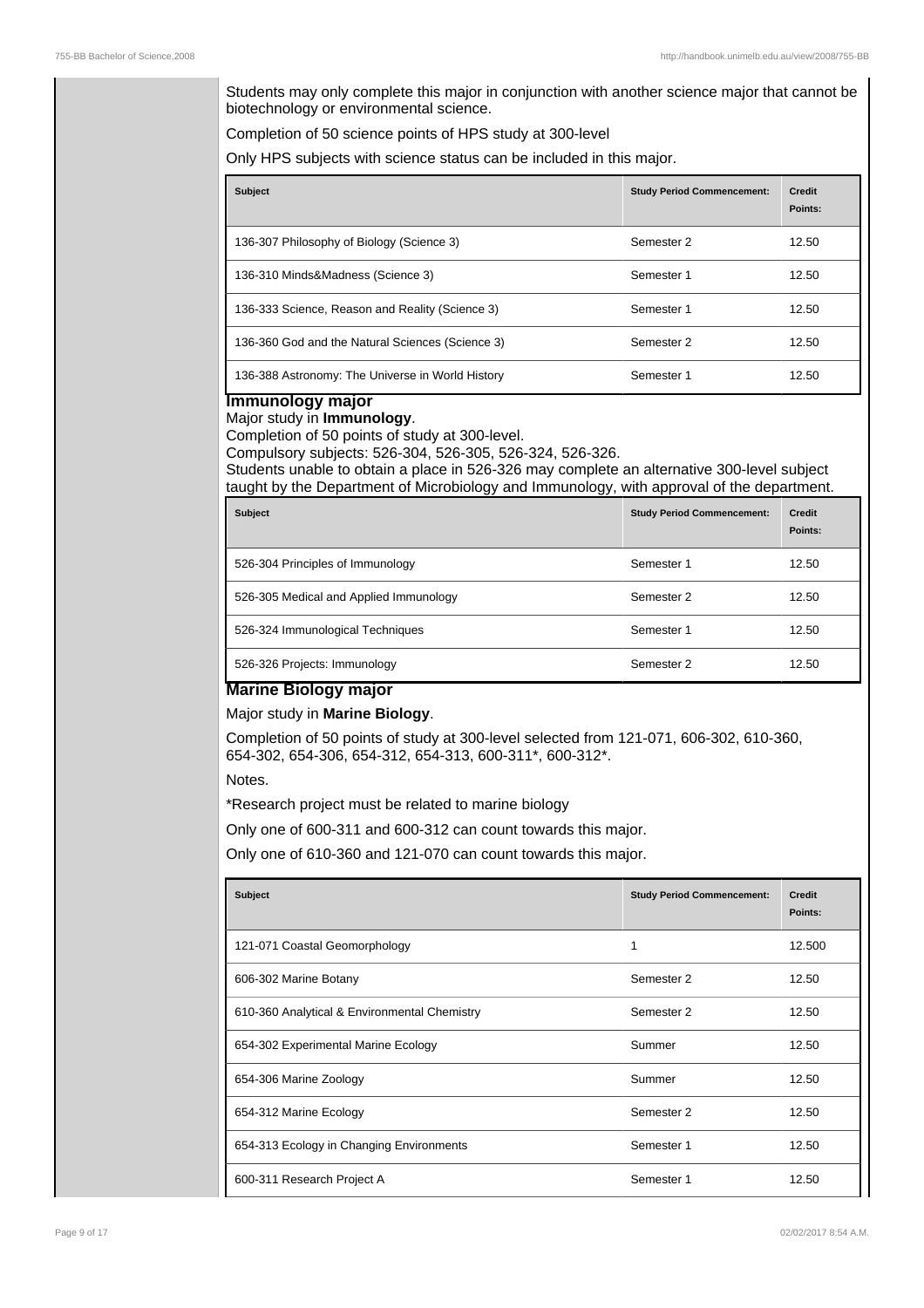Students may only complete this major in conjunction with another science major that cannot be biotechnology or environmental science.

Completion of 50 science points of HPS study at 300-level

Only HPS subjects with science status can be included in this major.

| Subject | Study Period Commencement: | Credit Points: |
|---|---|---|
| 136-307 Philosophy of Biology (Science 3) | Semester 2 | 12.50 |
| 136-310 Minds&Madness (Science 3) | Semester 1 | 12.50 |
| 136-333 Science, Reason and Reality (Science 3) | Semester 1 | 12.50 |
| 136-360 God and the Natural Sciences (Science 3) | Semester 2 | 12.50 |
| 136-388 Astronomy: The Universe in World History | Semester 1 | 12.50 |

## Immunology major

Major study in **Immunology**.

Completion of 50 points of study at 300-level.

Compulsory subjects: 526-304, 526-305, 526-324, 526-326.

Students unable to obtain a place in 526-326 may complete an alternative 300-level subject taught by the Department of Microbiology and Immunology, with approval of the department.

| Subject | Study Period Commencement: | Credit Points: |
|---|---|---|
| 526-304 Principles of Immunology | Semester 1 | 12.50 |
| 526-305 Medical and Applied Immunology | Semester 2 | 12.50 |
| 526-324 Immunological Techniques | Semester 1 | 12.50 |
| 526-326 Projects: Immunology | Semester 2 | 12.50 |

## Marine Biology major

Major study in **Marine Biology**.

Completion of 50 points of study at 300-level selected from 121-071, 606-302, 610-360, 654-302, 654-306, 654-312, 654-313, 600-311*, 600-312*.

Notes.

*Research project must be related to marine biology

Only one of 600-311 and 600-312 can count towards this major.

Only one of 610-360 and 121-070 can count towards this major.

| Subject | Study Period Commencement: | Credit Points: |
|---|---|---|
| 121-071 Coastal Geomorphology | 1 | 12.500 |
| 606-302 Marine Botany | Semester 2 | 12.50 |
| 610-360 Analytical & Environmental Chemistry | Semester 2 | 12.50 |
| 654-302 Experimental Marine Ecology | Summer | 12.50 |
| 654-306 Marine Zoology | Summer | 12.50 |
| 654-312 Marine Ecology | Semester 2 | 12.50 |
| 654-313 Ecology in Changing Environments | Semester 1 | 12.50 |
| 600-311 Research Project A | Semester 1 | 12.50 |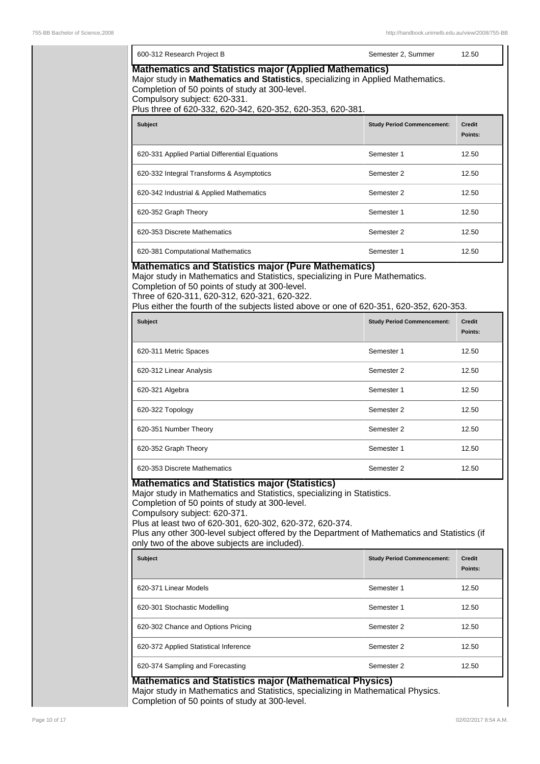| Subject | Study Period Commencement: | Credit Points: |
|---|---|---|
| 600-312 Research Project B | Semester 2, Summer | 12.50 |

### Mathematics and Statistics major (Applied Mathematics)

Major study in **Mathematics and Statistics**, specializing in Applied Mathematics.
Completion of 50 points of study at 300-level.
Compulsory subject: 620-331.
Plus three of 620-332, 620-342, 620-352, 620-353, 620-381.

| Subject | Study Period Commencement: | Credit Points: |
|---|---|---|
| 620-331 Applied Partial Differential Equations | Semester 1 | 12.50 |
| 620-332 Integral Transforms & Asymptotics | Semester 2 | 12.50 |
| 620-342 Industrial & Applied Mathematics | Semester 2 | 12.50 |
| 620-352 Graph Theory | Semester 1 | 12.50 |
| 620-353 Discrete Mathematics | Semester 2 | 12.50 |
| 620-381 Computational Mathematics | Semester 1 | 12.50 |

### Mathematics and Statistics major (Pure Mathematics)

Major study in Mathematics and Statistics, specializing in Pure Mathematics.
Completion of 50 points of study at 300-level.
Three of 620-311, 620-312, 620-321, 620-322.
Plus either the fourth of the subjects listed above or one of 620-351, 620-352, 620-353.

| Subject | Study Period Commencement: | Credit Points: |
|---|---|---|
| 620-311 Metric Spaces | Semester 1 | 12.50 |
| 620-312 Linear Analysis | Semester 2 | 12.50 |
| 620-321 Algebra | Semester 1 | 12.50 |
| 620-322 Topology | Semester 2 | 12.50 |
| 620-351 Number Theory | Semester 2 | 12.50 |
| 620-352 Graph Theory | Semester 1 | 12.50 |
| 620-353 Discrete Mathematics | Semester 2 | 12.50 |

### Mathematics and Statistics major (Statistics)

Major study in Mathematics and Statistics, specializing in Statistics.
Completion of 50 points of study at 300-level.
Compulsory subject: 620-371.
Plus at least two of 620-301, 620-302, 620-372, 620-374.
Plus any other 300-level subject offered by the Department of Mathematics and Statistics (if only two of the above subjects are included).

| Subject | Study Period Commencement: | Credit Points: |
|---|---|---|
| 620-371 Linear Models | Semester 1 | 12.50 |
| 620-301 Stochastic Modelling | Semester 1 | 12.50 |
| 620-302 Chance and Options Pricing | Semester 2 | 12.50 |
| 620-372 Applied Statistical Inference | Semester 2 | 12.50 |
| 620-374 Sampling and Forecasting | Semester 2 | 12.50 |

### Mathematics and Statistics major (Mathematical Physics)

Major study in Mathematics and Statistics, specializing in Mathematical Physics.
Completion of 50 points of study at 300-level.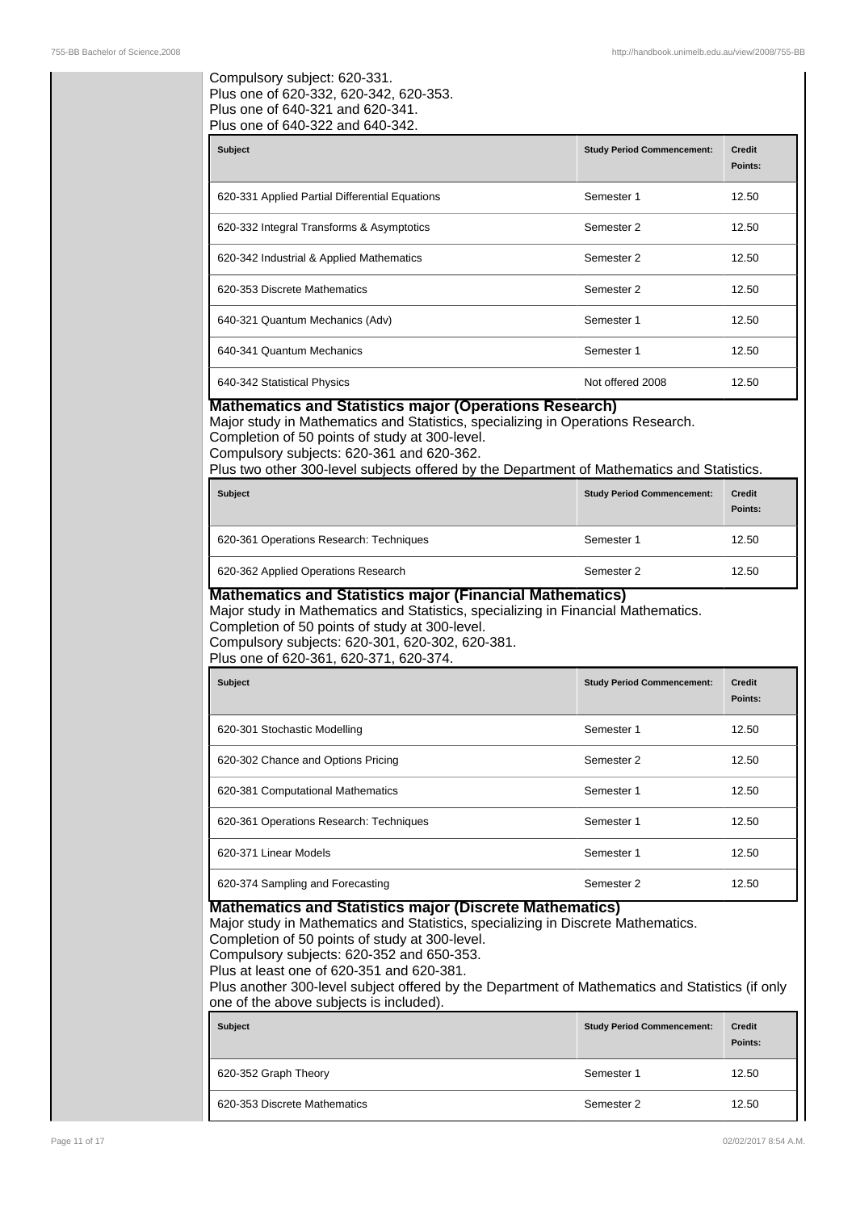Compulsory subject: 620-331.
Plus one of 620-332, 620-342, 620-353.
Plus one of 640-321 and 620-341.
Plus one of 640-322 and 640-342.

| Subject | Study Period Commencement: | Credit Points: |
| --- | --- | --- |
| 620-331 Applied Partial Differential Equations | Semester 1 | 12.50 |
| 620-332 Integral Transforms & Asymptotics | Semester 2 | 12.50 |
| 620-342 Industrial & Applied Mathematics | Semester 2 | 12.50 |
| 620-353 Discrete Mathematics | Semester 2 | 12.50 |
| 640-321 Quantum Mechanics (Adv) | Semester 1 | 12.50 |
| 640-341 Quantum Mechanics | Semester 1 | 12.50 |
| 640-342 Statistical Physics | Not offered 2008 | 12.50 |

### Mathematics and Statistics major (Operations Research)

Major study in Mathematics and Statistics, specializing in Operations Research.
Completion of 50 points of study at 300-level.
Compulsory subjects: 620-361 and 620-362.
Plus two other 300-level subjects offered by the Department of Mathematics and Statistics.

| Subject | Study Period Commencement: | Credit Points: |
| --- | --- | --- |
| 620-361 Operations Research: Techniques | Semester 1 | 12.50 |
| 620-362 Applied Operations Research | Semester 2 | 12.50 |

### Mathematics and Statistics major (Financial Mathematics)

Major study in Mathematics and Statistics, specializing in Financial Mathematics.
Completion of 50 points of study at 300-level.
Compulsory subjects: 620-301, 620-302, 620-381.
Plus one of 620-361, 620-371, 620-374.

| Subject | Study Period Commencement: | Credit Points: |
| --- | --- | --- |
| 620-301 Stochastic Modelling | Semester 1 | 12.50 |
| 620-302 Chance and Options Pricing | Semester 2 | 12.50 |
| 620-381 Computational Mathematics | Semester 1 | 12.50 |
| 620-361 Operations Research: Techniques | Semester 1 | 12.50 |
| 620-371 Linear Models | Semester 1 | 12.50 |
| 620-374 Sampling and Forecasting | Semester 2 | 12.50 |

### Mathematics and Statistics major (Discrete Mathematics)

Major study in Mathematics and Statistics, specializing in Discrete Mathematics.
Completion of 50 points of study at 300-level.
Compulsory subjects: 620-352 and 650-353.
Plus at least one of 620-351 and 620-381.
Plus another 300-level subject offered by the Department of Mathematics and Statistics (if only one of the above subjects is included).

| Subject | Study Period Commencement: | Credit Points: |
| --- | --- | --- |
| 620-352 Graph Theory | Semester 1 | 12.50 |
| 620-353 Discrete Mathematics | Semester 2 | 12.50 |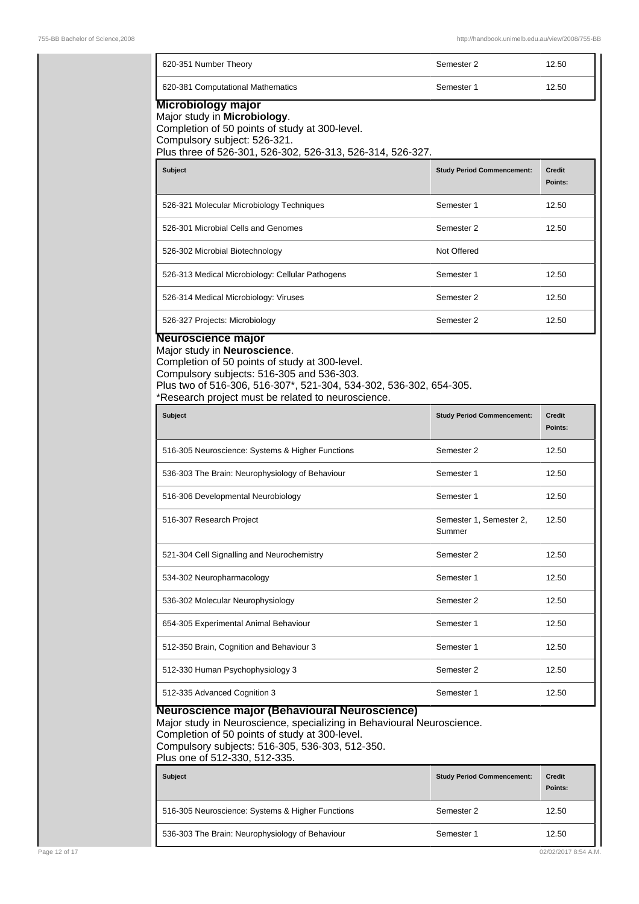| | | |
|---|---|---|
| 620-351 Number Theory | Semester 2 | 12.50 |
| 620-381 Computational Mathematics | Semester 1 | 12.50 |

### Microbiology major

Major study in **Microbiology**.
Completion of 50 points of study at 300-level.
Compulsory subject: 526-321.
Plus three of 526-301, 526-302, 526-313, 526-314, 526-327.

| Subject | Study Period Commencement: | Credit Points: |
|---|---|---|
| 526-321 Molecular Microbiology Techniques | Semester 1 | 12.50 |
| 526-301 Microbial Cells and Genomes | Semester 2 | 12.50 |
| 526-302 Microbial Biotechnology | Not Offered | |
| 526-313 Medical Microbiology: Cellular Pathogens | Semester 1 | 12.50 |
| 526-314 Medical Microbiology: Viruses | Semester 2 | 12.50 |
| 526-327 Projects: Microbiology | Semester 2 | 12.50 |

### Neuroscience major

Major study in **Neuroscience**.
Completion of 50 points of study at 300-level.
Compulsory subjects: 516-305 and 536-303.
Plus two of 516-306, 516-307*, 521-304, 534-302, 536-302, 654-305.
*Research project must be related to neuroscience.

| Subject | Study Period Commencement: | Credit Points: |
|---|---|---|
| 516-305 Neuroscience: Systems & Higher Functions | Semester 2 | 12.50 |
| 536-303 The Brain: Neurophysiology of Behaviour | Semester 1 | 12.50 |
| 516-306 Developmental Neurobiology | Semester 1 | 12.50 |
| 516-307 Research Project | Semester 1, Semester 2, Summer | 12.50 |
| 521-304 Cell Signalling and Neurochemistry | Semester 2 | 12.50 |
| 534-302 Neuropharmacology | Semester 1 | 12.50 |
| 536-302 Molecular Neurophysiology | Semester 2 | 12.50 |
| 654-305 Experimental Animal Behaviour | Semester 1 | 12.50 |
| 512-350 Brain, Cognition and Behaviour 3 | Semester 1 | 12.50 |
| 512-330 Human Psychophysiology 3 | Semester 2 | 12.50 |
| 512-335 Advanced Cognition 3 | Semester 1 | 12.50 |

### Neuroscience major (Behavioural Neuroscience)

Major study in Neuroscience, specializing in Behavioural Neuroscience.
Completion of 50 points of study at 300-level.
Compulsory subjects: 516-305, 536-303, 512-350.
Plus one of 512-330, 512-335.

| Subject | Study Period Commencement: | Credit Points: |
|---|---|---|
| 516-305 Neuroscience: Systems & Higher Functions | Semester 2 | 12.50 |
| 536-303 The Brain: Neurophysiology of Behaviour | Semester 1 | 12.50 |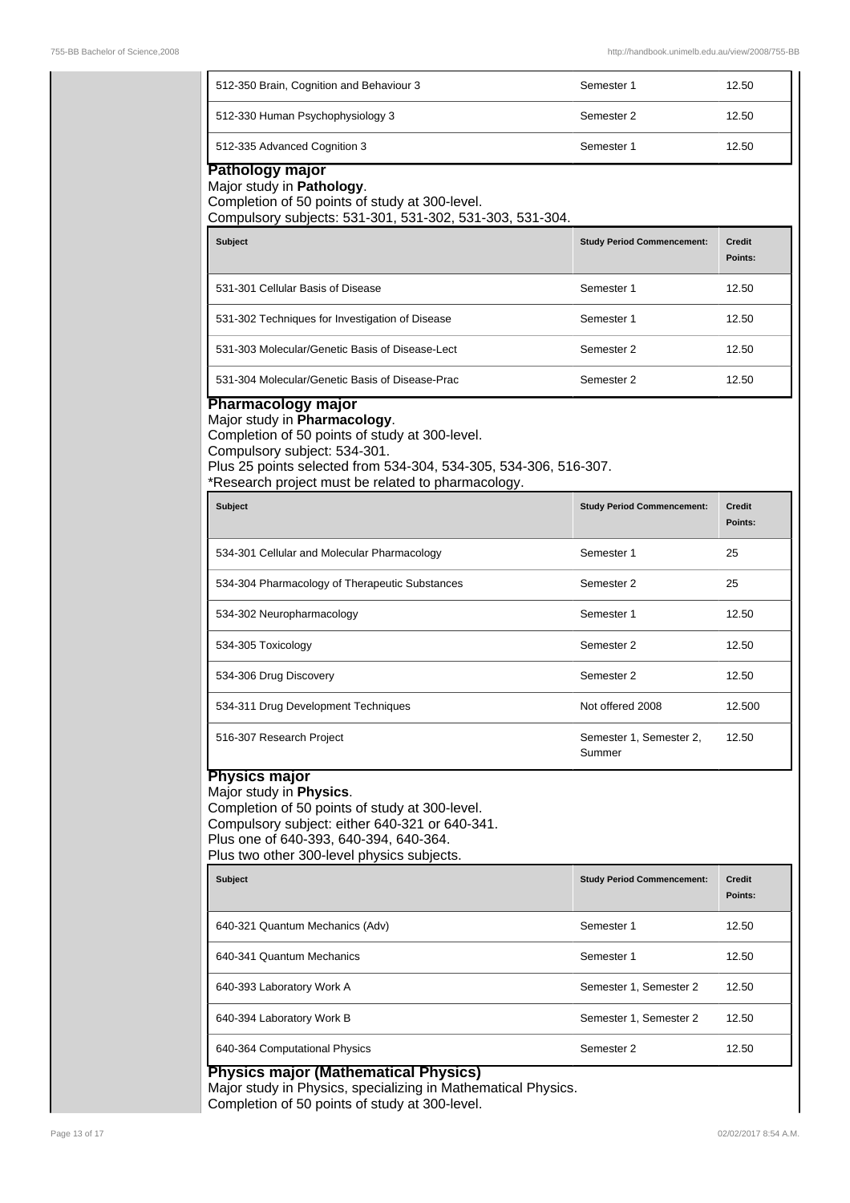| Subject | Study Period Commencement: | Credit Points: |
|---|---|---|
| 512-350 Brain, Cognition and Behaviour 3 | Semester 1 | 12.50 |
| 512-330 Human Psychophysiology 3 | Semester 2 | 12.50 |
| 512-335 Advanced Cognition 3 | Semester 1 | 12.50 |

### Pathology major

Major study in **Pathology**.
Completion of 50 points of study at 300-level.
Compulsory subjects: 531-301, 531-302, 531-303, 531-304.

| Subject | Study Period Commencement: | Credit Points: |
|---|---|---|
| 531-301 Cellular Basis of Disease | Semester 1 | 12.50 |
| 531-302 Techniques for Investigation of Disease | Semester 1 | 12.50 |
| 531-303 Molecular/Genetic Basis of Disease-Lect | Semester 2 | 12.50 |
| 531-304 Molecular/Genetic Basis of Disease-Prac | Semester 2 | 12.50 |

### Pharmacology major

Major study in **Pharmacology**.
Completion of 50 points of study at 300-level.
Compulsory subject: 534-301.
Plus 25 points selected from 534-304, 534-305, 534-306, 516-307.
*Research project must be related to pharmacology.

| Subject | Study Period Commencement: | Credit Points: |
|---|---|---|
| 534-301 Cellular and Molecular Pharmacology | Semester 1 | 25 |
| 534-304 Pharmacology of Therapeutic Substances | Semester 2 | 25 |
| 534-302 Neuropharmacology | Semester 1 | 12.50 |
| 534-305 Toxicology | Semester 2 | 12.50 |
| 534-306 Drug Discovery | Semester 2 | 12.50 |
| 534-311 Drug Development Techniques | Not offered 2008 | 12.500 |
| 516-307 Research Project | Semester 1, Semester 2, Summer | 12.50 |

### Physics major

Major study in **Physics**.
Completion of 50 points of study at 300-level.
Compulsory subject: either 640-321 or 640-341.
Plus one of 640-393, 640-394, 640-364.
Plus two other 300-level physics subjects.

| Subject | Study Period Commencement: | Credit Points: |
|---|---|---|
| 640-321 Quantum Mechanics (Adv) | Semester 1 | 12.50 |
| 640-341 Quantum Mechanics | Semester 1 | 12.50 |
| 640-393 Laboratory Work A | Semester 1, Semester 2 | 12.50 |
| 640-394 Laboratory Work B | Semester 1, Semester 2 | 12.50 |
| 640-364 Computational Physics | Semester 2 | 12.50 |

### Physics major (Mathematical Physics)

Major study in Physics, specializing in Mathematical Physics.
Completion of 50 points of study at 300-level.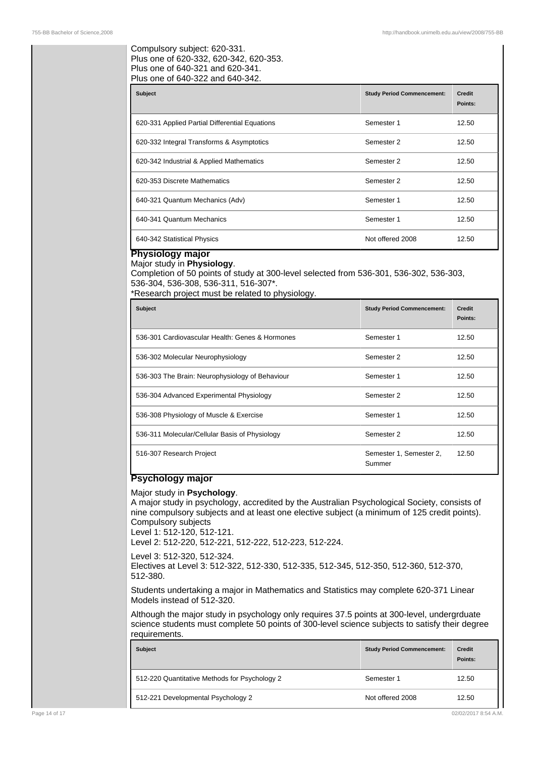Compulsory subject: 620-331.
Plus one of 620-332, 620-342, 620-353.
Plus one of 640-321 and 620-341.
Plus one of 640-322 and 640-342.

| Subject | Study Period Commencement: | Credit Points: |
|---|---|---|
| 620-331 Applied Partial Differential Equations | Semester 1 | 12.50 |
| 620-332 Integral Transforms & Asymptotics | Semester 2 | 12.50 |
| 620-342 Industrial & Applied Mathematics | Semester 2 | 12.50 |
| 620-353 Discrete Mathematics | Semester 2 | 12.50 |
| 640-321 Quantum Mechanics (Adv) | Semester 1 | 12.50 |
| 640-341 Quantum Mechanics | Semester 1 | 12.50 |
| 640-342 Statistical Physics | Not offered 2008 | 12.50 |

## Physiology major

Major study in **Physiology**.
Completion of 50 points of study at 300-level selected from 536-301, 536-302, 536-303, 536-304, 536-308, 536-311, 516-307*.
*Research project must be related to physiology.

| Subject | Study Period Commencement: | Credit Points: |
|---|---|---|
| 536-301 Cardiovascular Health: Genes & Hormones | Semester 1 | 12.50 |
| 536-302 Molecular Neurophysiology | Semester 2 | 12.50 |
| 536-303 The Brain: Neurophysiology of Behaviour | Semester 1 | 12.50 |
| 536-304 Advanced Experimental Physiology | Semester 2 | 12.50 |
| 536-308 Physiology of Muscle & Exercise | Semester 1 | 12.50 |
| 536-311 Molecular/Cellular Basis of Physiology | Semester 2 | 12.50 |
| 516-307 Research Project | Semester 1, Semester 2, Summer | 12.50 |

## Psychology major

Major study in **Psychology**.
A major study in psychology, accredited by the Australian Psychological Society, consists of nine compulsory subjects and at least one elective subject (a minimum of 125 credit points).
Compulsory subjects
Level 1: 512-120, 512-121.
Level 2: 512-220, 512-221, 512-222, 512-223, 512-224.

Level 3: 512-320, 512-324.
Electives at Level 3: 512-322, 512-330, 512-335, 512-345, 512-350, 512-360, 512-370, 512-380.

Students undertaking a major in Mathematics and Statistics may complete 620-371 Linear Models instead of 512-320.

Although the major study in psychology only requires 37.5 points at 300-level, undergrduate science students must complete 50 points of 300-level science subjects to satisfy their degree requirements.

| Subject | Study Period Commencement: | Credit Points: |
|---|---|---|
| 512-220 Quantitative Methods for Psychology 2 | Semester 1 | 12.50 |
| 512-221 Developmental Psychology 2 | Not offered 2008 | 12.50 |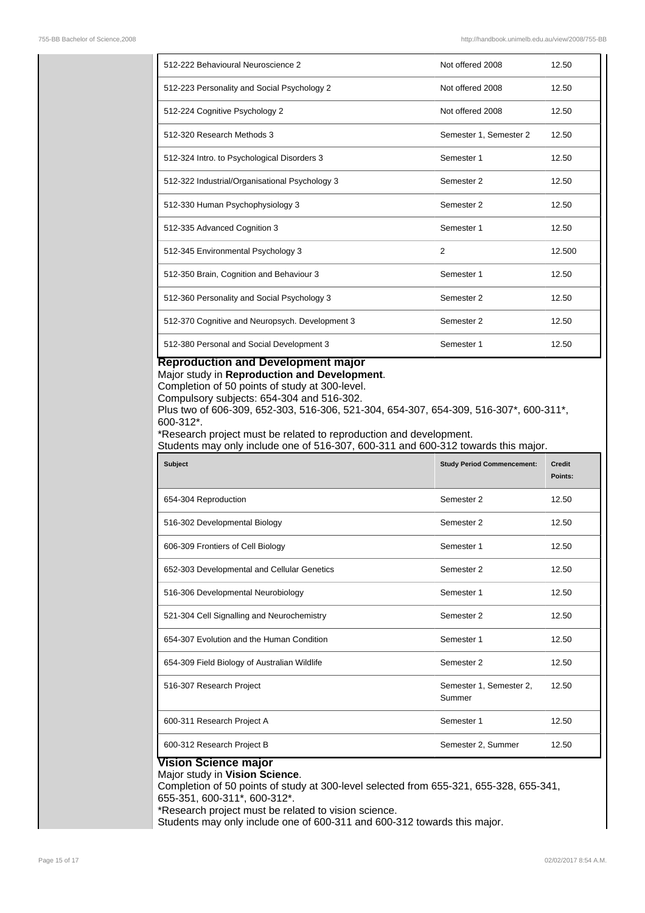| Subject | Study Period Commencement: | Credit Points: |
| --- | --- | --- |
| 512-222 Behavioural Neuroscience 2 | Not offered 2008 | 12.50 |
| 512-223 Personality and Social Psychology 2 | Not offered 2008 | 12.50 |
| 512-224 Cognitive Psychology 2 | Not offered 2008 | 12.50 |
| 512-320 Research Methods 3 | Semester 1, Semester 2 | 12.50 |
| 512-324 Intro. to Psychological Disorders 3 | Semester 1 | 12.50 |
| 512-322 Industrial/Organisational Psychology 3 | Semester 2 | 12.50 |
| 512-330 Human Psychophysiology 3 | Semester 2 | 12.50 |
| 512-335 Advanced Cognition 3 | Semester 1 | 12.50 |
| 512-345 Environmental Psychology 3 | 2 | 12.500 |
| 512-350 Brain, Cognition and Behaviour 3 | Semester 1 | 12.50 |
| 512-360 Personality and Social Psychology 3 | Semester 2 | 12.50 |
| 512-370 Cognitive and Neuropsych. Development 3 | Semester 2 | 12.50 |
| 512-380 Personal and Social Development 3 | Semester 1 | 12.50 |

## Reproduction and Development major

Major study in **Reproduction and Development**.
Completion of 50 points of study at 300-level.
Compulsory subjects: 654-304 and 516-302.
Plus two of 606-309, 652-303, 516-306, 521-304, 654-307, 654-309, 516-307*, 600-311*, 600-312*.
*Research project must be related to reproduction and development.
Students may only include one of 516-307, 600-311 and 600-312 towards this major.

| Subject | Study Period Commencement: | Credit Points: |
| --- | --- | --- |
| 654-304 Reproduction | Semester 2 | 12.50 |
| 516-302 Developmental Biology | Semester 2 | 12.50 |
| 606-309 Frontiers of Cell Biology | Semester 1 | 12.50 |
| 652-303 Developmental and Cellular Genetics | Semester 2 | 12.50 |
| 516-306 Developmental Neurobiology | Semester 1 | 12.50 |
| 521-304 Cell Signalling and Neurochemistry | Semester 2 | 12.50 |
| 654-307 Evolution and the Human Condition | Semester 1 | 12.50 |
| 654-309 Field Biology of Australian Wildlife | Semester 2 | 12.50 |
| 516-307 Research Project | Semester 1, Semester 2, Summer | 12.50 |
| 600-311 Research Project A | Semester 1 | 12.50 |
| 600-312 Research Project B | Semester 2, Summer | 12.50 |

## Vision Science major

Major study in **Vision Science**.
Completion of 50 points of study at 300-level selected from 655-321, 655-328, 655-341, 655-351, 600-311*, 600-312*.
*Research project must be related to vision science.
Students may only include one of 600-311 and 600-312 towards this major.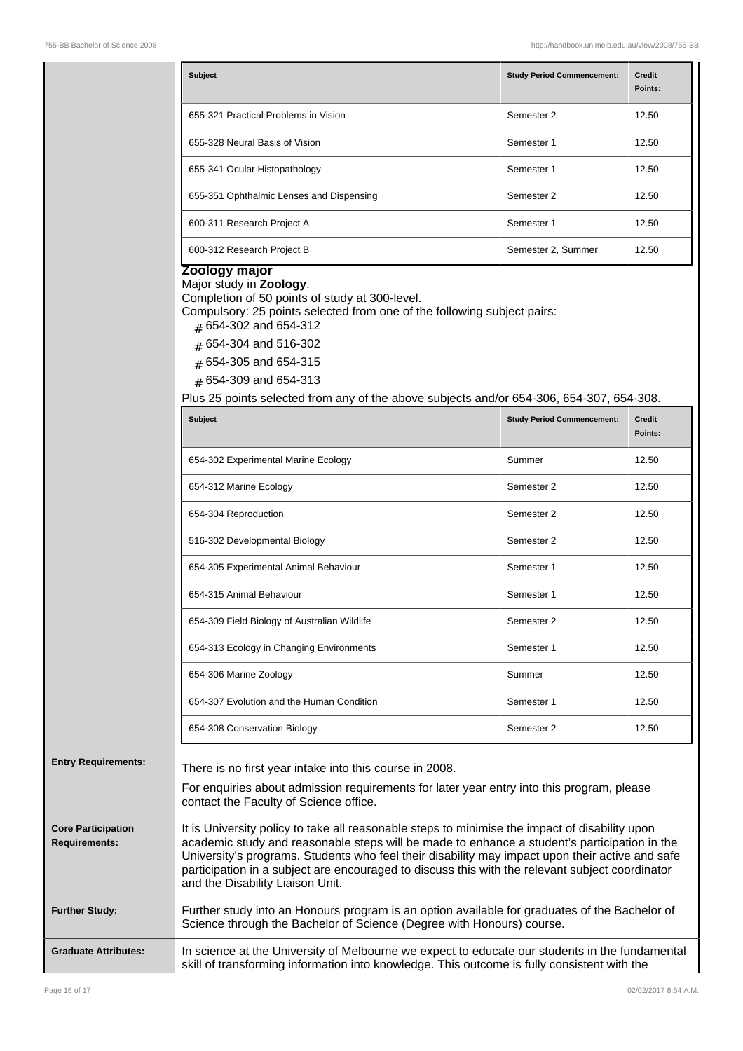| Subject | Study Period Commencement: | Credit Points: |
|---|---|---|
| 655-321 Practical Problems in Vision | Semester 2 | 12.50 |
| 655-328 Neural Basis of Vision | Semester 1 | 12.50 |
| 655-341 Ocular Histopathology | Semester 1 | 12.50 |
| 655-351 Ophthalmic Lenses and Dispensing | Semester 2 | 12.50 |
| 600-311 Research Project A | Semester 1 | 12.50 |
| 600-312 Research Project B | Semester 2, Summer | 12.50 |

**Zoology major**

Major study in **Zoology**.

Completion of 50 points of study at 300-level.

Compulsory: 25 points selected from one of the following subject pairs:

- 654-302 and 654-312
- 654-304 and 516-302
- 654-305 and 654-315
- 654-309 and 654-313

Plus 25 points selected from any of the above subjects and/or 654-306, 654-307, 654-308.

| Subject | Study Period Commencement: | Credit Points: |
|---|---|---|
| 654-302 Experimental Marine Ecology | Summer | 12.50 |
| 654-312 Marine Ecology | Semester 2 | 12.50 |
| 654-304 Reproduction | Semester 2 | 12.50 |
| 516-302 Developmental Biology | Semester 2 | 12.50 |
| 654-305 Experimental Animal Behaviour | Semester 1 | 12.50 |
| 654-315 Animal Behaviour | Semester 1 | 12.50 |
| 654-309 Field Biology of Australian Wildlife | Semester 2 | 12.50 |
| 654-313 Ecology in Changing Environments | Semester 1 | 12.50 |
| 654-306 Marine Zoology | Summer | 12.50 |
| 654-307 Evolution and the Human Condition | Semester 1 | 12.50 |
| 654-308 Conservation Biology | Semester 2 | 12.50 |

**Entry Requirements:**

There is no first year intake into this course in 2008.

For enquiries about admission requirements for later year entry into this program, please contact the Faculty of Science office.

**Core Participation Requirements:**

It is University policy to take all reasonable steps to minimise the impact of disability upon academic study and reasonable steps will be made to enhance a student's participation in the University's programs. Students who feel their disability may impact upon their active and safe participation in a subject are encouraged to discuss this with the relevant subject coordinator and the Disability Liaison Unit.

**Further Study:**

Further study into an Honours program is an option available for graduates of the Bachelor of Science through the Bachelor of Science (Degree with Honours) course.

**Graduate Attributes:**

In science at the University of Melbourne we expect to educate our students in the fundamental skill of transforming information into knowledge. This outcome is fully consistent with the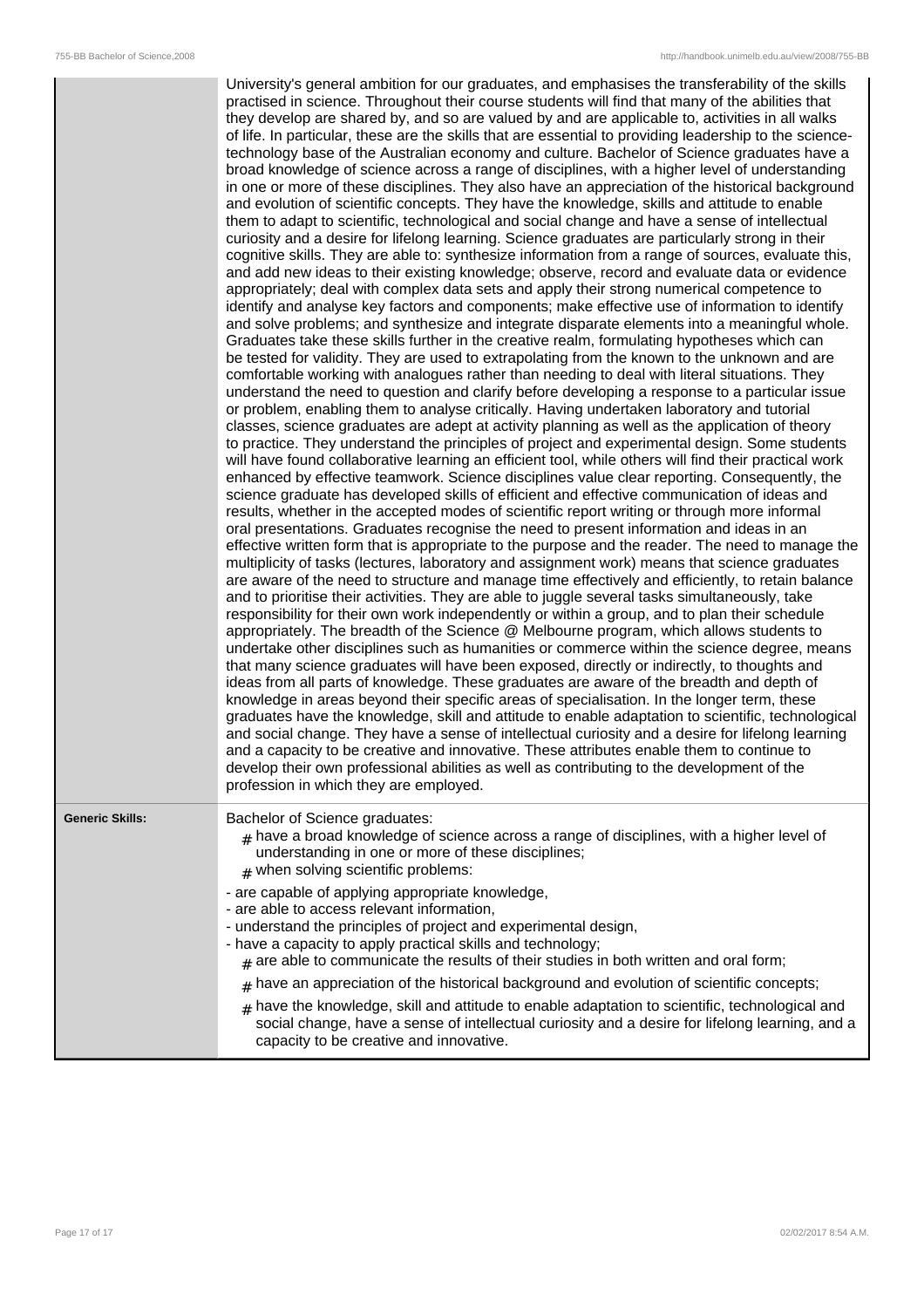| | |
|---|---|
| | University's general ambition for our graduates, and emphasises the transferability of the skills practised in science. Throughout their course students will find that many of the abilities that they develop are shared by, and so are valued by and are applicable to, activities in all walks of life. In particular, these are the skills that are essential to providing leadership to the science-technology base of the Australian economy and culture. Bachelor of Science graduates have a broad knowledge of science across a range of disciplines, with a higher level of understanding in one or more of these disciplines. They also have an appreciation of the historical background and evolution of scientific concepts. They have the knowledge, skills and attitude to enable them to adapt to scientific, technological and social change and have a sense of intellectual curiosity and a desire for lifelong learning. Science graduates are particularly strong in their cognitive skills. They are able to: synthesize information from a range of sources, evaluate this, and add new ideas to their existing knowledge; observe, record and evaluate data or evidence appropriately; deal with complex data sets and apply their strong numerical competence to identify and analyse key factors and components; make effective use of information to identify and solve problems; and synthesize and integrate disparate elements into a meaningful whole. Graduates take these skills further in the creative realm, formulating hypotheses which can be tested for validity. They are used to extrapolating from the known to the unknown and are comfortable working with analogues rather than needing to deal with literal situations. They understand the need to question and clarify before developing a response to a particular issue or problem, enabling them to analyse critically. Having undertaken laboratory and tutorial classes, science graduates are adept at activity planning as well as the application of theory to practice. They understand the principles of project and experimental design. Some students will have found collaborative learning an efficient tool, while others will find their practical work enhanced by effective teamwork. Science disciplines value clear reporting. Consequently, the science graduate has developed skills of efficient and effective communication of ideas and results, whether in the accepted modes of scientific report writing or through more informal oral presentations. Graduates recognise the need to present information and ideas in an effective written form that is appropriate to the purpose and the reader. The need to manage the multiplicity of tasks (lectures, laboratory and assignment work) means that science graduates are aware of the need to structure and manage time effectively and efficiently, to retain balance and to prioritise their activities. They are able to juggle several tasks simultaneously, take responsibility for their own work independently or within a group, and to plan their schedule appropriately. The breadth of the Science @ Melbourne program, which allows students to undertake other disciplines such as humanities or commerce within the science degree, means that many science graduates will have been exposed, directly or indirectly, to thoughts and ideas from all parts of knowledge. These graduates are aware of the breadth and depth of knowledge in areas beyond their specific areas of specialisation. In the longer term, these graduates have the knowledge, skill and attitude to enable adaptation to scientific, technological and social change. They have a sense of intellectual curiosity and a desire for lifelong learning and a capacity to be creative and innovative. These attributes enable them to continue to develop their own professional abilities as well as contributing to the development of the profession in which they are employed. |
| **Generic Skills:** | Bachelor of Science graduates:<br># have a broad knowledge of science across a range of disciplines, with a higher level of understanding in one or more of these disciplines;<br># when solving scientific problems:<br>- are capable of applying appropriate knowledge,<br>- are able to access relevant information,<br>- understand the principles of project and experimental design,<br>- have a capacity to apply practical skills and technology;<br># are able to communicate the results of their studies in both written and oral form;<br># have an appreciation of the historical background and evolution of scientific concepts;<br># have the knowledge, skill and attitude to enable adaptation to scientific, technological and social change, have a sense of intellectual curiosity and a desire for lifelong learning, and a capacity to be creative and innovative. |